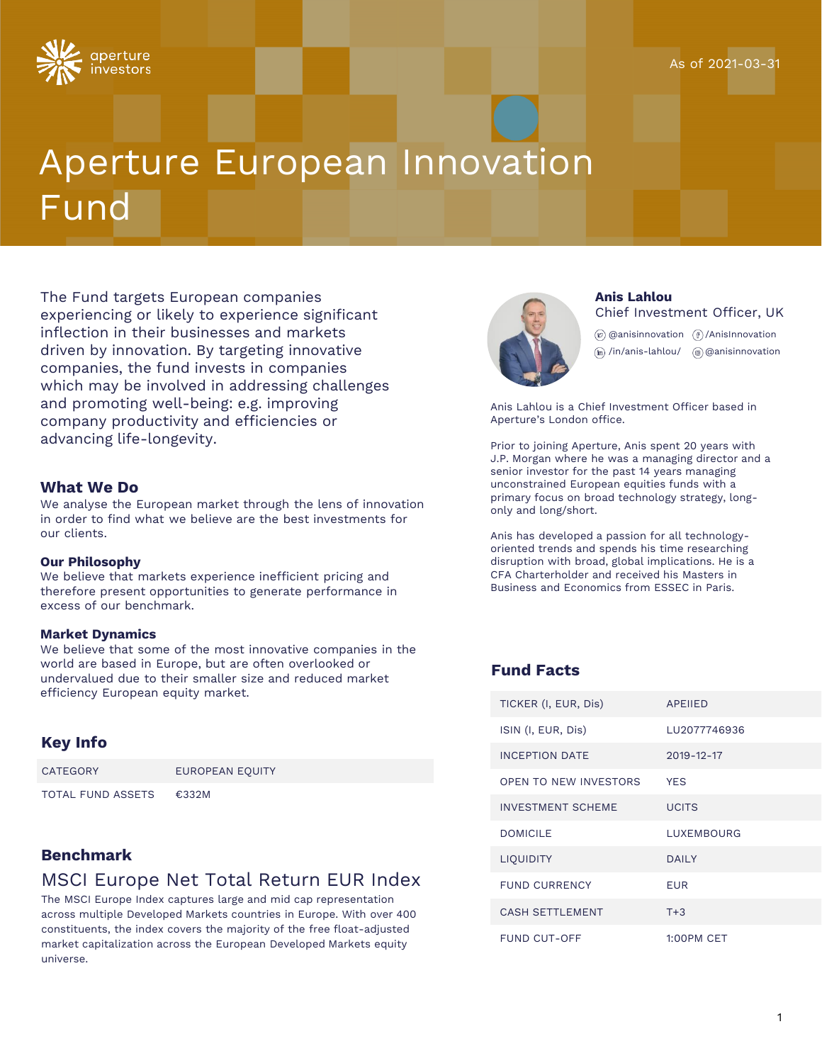aperture investors

As of 2021-03-31

# Aperture European Innovation Fund

The Fund targets European companies experiencing or likely to experience significant inflection in their businesses and markets driven by innovation. By targeting innovative companies, the fund invests in companies which may be involved in addressing challenges and promoting well-being: e.g. improving company productivity and efficiencies or advancing life-longevity.

### What We Do

We analyse the European market through the lens of innovation in order to find what we believe are the best investments for our clients.

#### Our Philosophy

We believe that markets experience inefficient pricing and therefore present opportunities to generate performance in excess of our benchmark.

#### Market Dynamics

We believe that some of the most innovative companies in the world are based in Europe, but are often overlooked or undervalued due to their smaller size and reduced market efficiency European equity market.

### Key Info

| | |
|---|---|
| CATEGORY | EUROPEAN EQUITY |
| TOTAL FUND ASSETS | €332M |

### Benchmark

## MSCI Europe Net Total Return EUR Index

The MSCI Europe Index captures large and mid cap representation across multiple Developed Markets countries in Europe. With over 400 constituents, the index covers the majority of the free float-adjusted market capitalization across the European Developed Markets equity universe.

**Anis Lahlou**
Chief Investment Officer, UK

@anisinnovation /AnisInnovation
/in/anis-lahlou/ @anisinnovation

Anis Lahlou is a Chief Investment Officer based in Aperture's London office.

Prior to joining Aperture, Anis spent 20 years with J.P. Morgan where he was a managing director and a senior investor for the past 14 years managing unconstrained European equities funds with a primary focus on broad technology strategy, long-only and long/short.

Anis has developed a passion for all technology-oriented trends and spends his time researching disruption with broad, global implications. He is a CFA Charterholder and received his Masters in Business and Economics from ESSEC in Paris.

### Fund Facts

| | |
|---|---|
| TICKER (I, EUR, Dis) | APEIIED |
| ISIN (I, EUR, Dis) | LU2077746936 |
| INCEPTION DATE | 2019-12-17 |
| OPEN TO NEW INVESTORS | YES |
| INVESTMENT SCHEME | UCITS |
| DOMICILE | LUXEMBOURG |
| LIQUIDITY | DAILY |
| FUND CURRENCY | EUR |
| CASH SETTLEMENT | T+3 |
| FUND CUT-OFF | 1:00PM CET |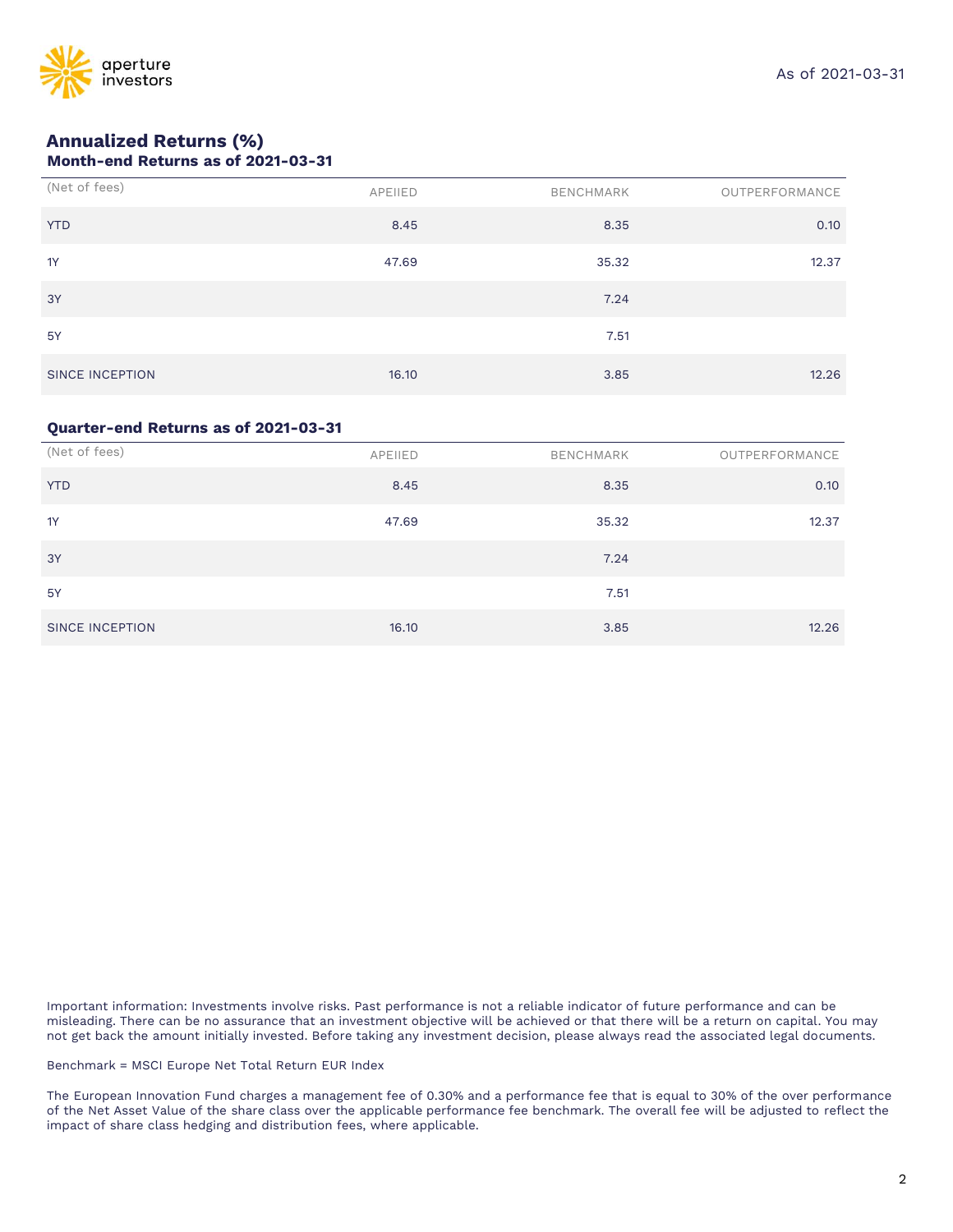## Annualized Returns (%)

### Month-end Returns as of 2021-03-31

| (Net of fees) | APEIIED | BENCHMARK | OUTPERFORMANCE |
|---|---|---|---|
| YTD | 8.45 | 8.35 | 0.10 |
| 1Y | 47.69 | 35.32 | 12.37 |
| 3Y | | 7.24 | |
| 5Y | | 7.51 | |
| SINCE INCEPTION | 16.10 | 3.85 | 12.26 |

### Quarter-end Returns as of 2021-03-31

| (Net of fees) | APEIIED | BENCHMARK | OUTPERFORMANCE |
|---|---|---|---|
| YTD | 8.45 | 8.35 | 0.10 |
| 1Y | 47.69 | 35.32 | 12.37 |
| 3Y | | 7.24 | |
| 5Y | | 7.51 | |
| SINCE INCEPTION | 16.10 | 3.85 | 12.26 |

Important information: Investments involve risks. Past performance is not a reliable indicator of future performance and can be misleading. There can be no assurance that an investment objective will be achieved or that there will be a return on capital. You may not get back the amount initially invested. Before taking any investment decision, please always read the associated legal documents.

Benchmark = MSCI Europe Net Total Return EUR Index

The European Innovation Fund charges a management fee of 0.30% and a performance fee that is equal to 30% of the over performance of the Net Asset Value of the share class over the applicable performance fee benchmark. The overall fee will be adjusted to reflect the impact of share class hedging and distribution fees, where applicable.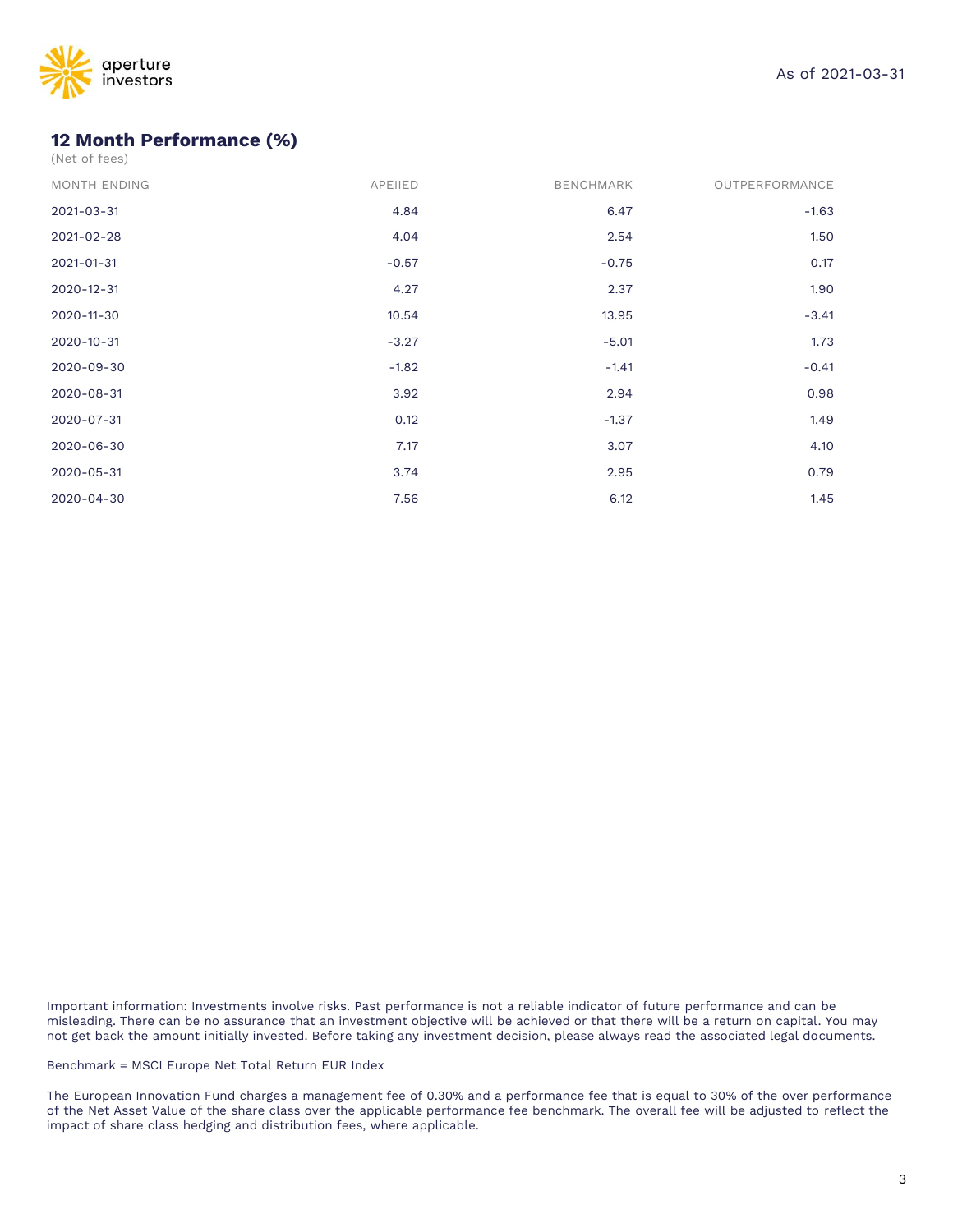As of 2021-03-31

## 12 Month Performance (%)

(Net of fees)

| MONTH ENDING | APEIIED | BENCHMARK | OUTPERFORMANCE |
|---|---|---|---|
| 2021-03-31 | 4.84 | 6.47 | -1.63 |
| 2021-02-28 | 4.04 | 2.54 | 1.50 |
| 2021-01-31 | -0.57 | -0.75 | 0.17 |
| 2020-12-31 | 4.27 | 2.37 | 1.90 |
| 2020-11-30 | 10.54 | 13.95 | -3.41 |
| 2020-10-31 | -3.27 | -5.01 | 1.73 |
| 2020-09-30 | -1.82 | -1.41 | -0.41 |
| 2020-08-31 | 3.92 | 2.94 | 0.98 |
| 2020-07-31 | 0.12 | -1.37 | 1.49 |
| 2020-06-30 | 7.17 | 3.07 | 4.10 |
| 2020-05-31 | 3.74 | 2.95 | 0.79 |
| 2020-04-30 | 7.56 | 6.12 | 1.45 |

Important information: Investments involve risks. Past performance is not a reliable indicator of future performance and can be misleading. There can be no assurance that an investment objective will be achieved or that there will be a return on capital. You may not get back the amount initially invested. Before taking any investment decision, please always read the associated legal documents.

Benchmark = MSCI Europe Net Total Return EUR Index

The European Innovation Fund charges a management fee of 0.30% and a performance fee that is equal to 30% of the over performance of the Net Asset Value of the share class over the applicable performance fee benchmark. The overall fee will be adjusted to reflect the impact of share class hedging and distribution fees, where applicable.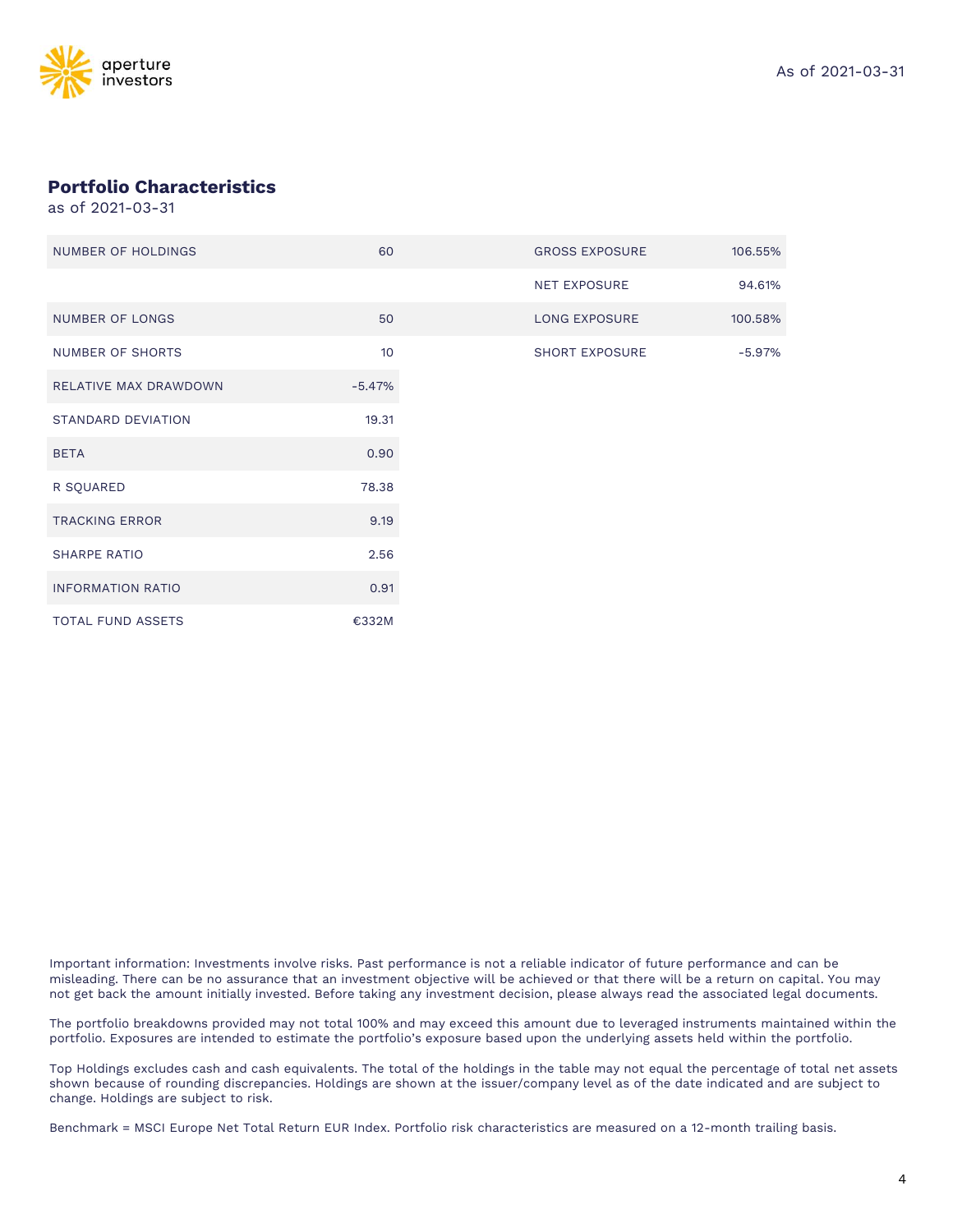## Portfolio Characteristics

as of 2021-03-31

| | |
|---|---|
| NUMBER OF HOLDINGS | 60 |
| | |
| NUMBER OF LONGS | 50 |
| NUMBER OF SHORTS | 10 |
| RELATIVE MAX DRAWDOWN | -5.47% |
| STANDARD DEVIATION | 19.31 |
| BETA | 0.90 |
| R SQUARED | 78.38 |
| TRACKING ERROR | 9.19 |
| SHARPE RATIO | 2.56 |
| INFORMATION RATIO | 0.91 |
| TOTAL FUND ASSETS | €332M |

| | |
|---|---|
| GROSS EXPOSURE | 106.55% |
| NET EXPOSURE | 94.61% |
| LONG EXPOSURE | 100.58% |
| SHORT EXPOSURE | -5.97% |

Important information: Investments involve risks. Past performance is not a reliable indicator of future performance and can be misleading. There can be no assurance that an investment objective will be achieved or that there will be a return on capital. You may not get back the amount initially invested. Before taking any investment decision, please always read the associated legal documents.

The portfolio breakdowns provided may not total 100% and may exceed this amount due to leveraged instruments maintained within the portfolio. Exposures are intended to estimate the portfolio's exposure based upon the underlying assets held within the portfolio.

Top Holdings excludes cash and cash equivalents. The total of the holdings in the table may not equal the percentage of total net assets shown because of rounding discrepancies. Holdings are shown at the issuer/company level as of the date indicated and are subject to change. Holdings are subject to risk.

Benchmark = MSCI Europe Net Total Return EUR Index. Portfolio risk characteristics are measured on a 12-month trailing basis.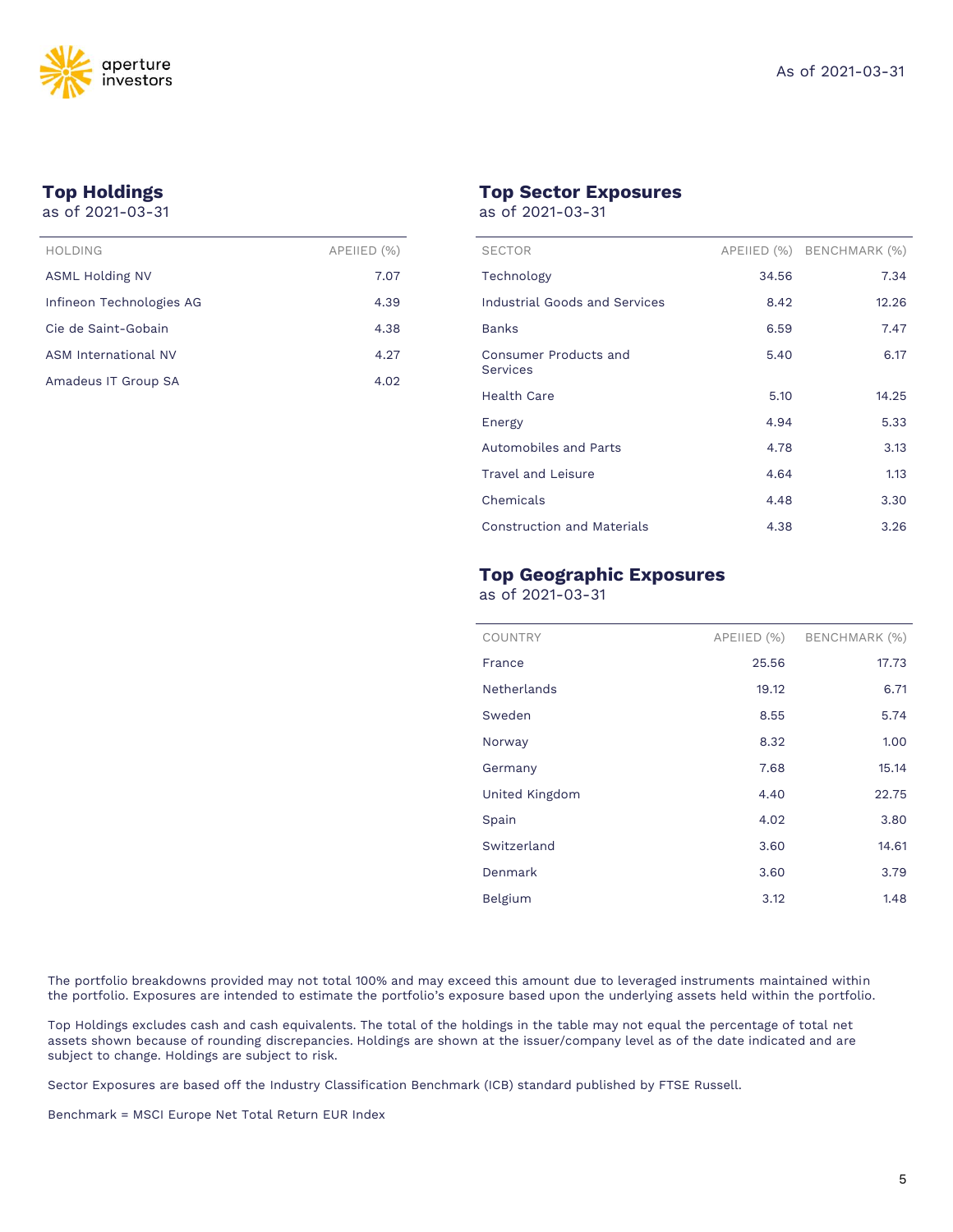As of 2021-03-31

## Top Holdings

as of 2021-03-31

| HOLDING | APEIIED (%) |
|---|---|
| ASML Holding NV | 7.07 |
| Infineon Technologies AG | 4.39 |
| Cie de Saint-Gobain | 4.38 |
| ASM International NV | 4.27 |
| Amadeus IT Group SA | 4.02 |

## Top Sector Exposures

as of 2021-03-31

| SECTOR | APEIIED (%) | BENCHMARK (%) |
|---|---|---|
| Technology | 34.56 | 7.34 |
| Industrial Goods and Services | 8.42 | 12.26 |
| Banks | 6.59 | 7.47 |
| Consumer Products and Services | 5.40 | 6.17 |
| Health Care | 5.10 | 14.25 |
| Energy | 4.94 | 5.33 |
| Automobiles and Parts | 4.78 | 3.13 |
| Travel and Leisure | 4.64 | 1.13 |
| Chemicals | 4.48 | 3.30 |
| Construction and Materials | 4.38 | 3.26 |

## Top Geographic Exposures

as of 2021-03-31

| COUNTRY | APEIIED (%) | BENCHMARK (%) |
|---|---|---|
| France | 25.56 | 17.73 |
| Netherlands | 19.12 | 6.71 |
| Sweden | 8.55 | 5.74 |
| Norway | 8.32 | 1.00 |
| Germany | 7.68 | 15.14 |
| United Kingdom | 4.40 | 22.75 |
| Spain | 4.02 | 3.80 |
| Switzerland | 3.60 | 14.61 |
| Denmark | 3.60 | 3.79 |
| Belgium | 3.12 | 1.48 |

The portfolio breakdowns provided may not total 100% and may exceed this amount due to leveraged instruments maintained within the portfolio. Exposures are intended to estimate the portfolio's exposure based upon the underlying assets held within the portfolio.

Top Holdings excludes cash and cash equivalents. The total of the holdings in the table may not equal the percentage of total net assets shown because of rounding discrepancies. Holdings are shown at the issuer/company level as of the date indicated and are subject to change. Holdings are subject to risk.

Sector Exposures are based off the Industry Classification Benchmark (ICB) standard published by FTSE Russell.

Benchmark = MSCI Europe Net Total Return EUR Index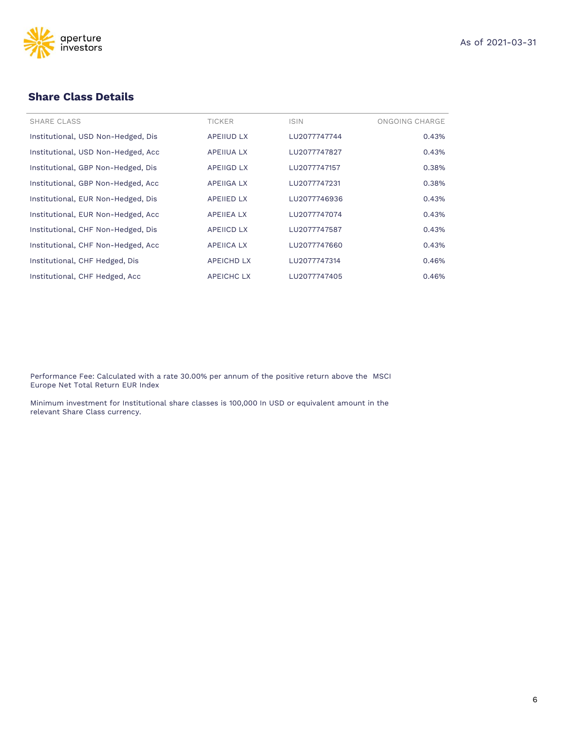As of 2021-03-31

## Share Class Details

| SHARE CLASS | TICKER | ISIN | ONGOING CHARGE |
|---|---|---|---|
| Institutional, USD Non-Hedged, Dis | APEIIUD LX | LU2077747744 | 0.43% |
| Institutional, USD Non-Hedged, Acc | APEIIUA LX | LU2077747827 | 0.43% |
| Institutional, GBP Non-Hedged, Dis | APEIIGD LX | LU2077747157 | 0.38% |
| Institutional, GBP Non-Hedged, Acc | APEIIGA LX | LU2077747231 | 0.38% |
| Institutional, EUR Non-Hedged, Dis | APEIIED LX | LU2077746936 | 0.43% |
| Institutional, EUR Non-Hedged, Acc | APEIIEA LX | LU2077747074 | 0.43% |
| Institutional, CHF Non-Hedged, Dis | APEIICD LX | LU2077747587 | 0.43% |
| Institutional, CHF Non-Hedged, Acc | APEIICA LX | LU2077747660 | 0.43% |
| Institutional, CHF Hedged, Dis | APEICHD LX | LU2077747314 | 0.46% |
| Institutional, CHF Hedged, Acc | APEICHC LX | LU2077747405 | 0.46% |

Performance Fee: Calculated with a rate 30.00% per annum of the positive return above the MSCI Europe Net Total Return EUR Index

Minimum investment for Institutional share classes is 100,000 In USD or equivalent amount in the relevant Share Class currency.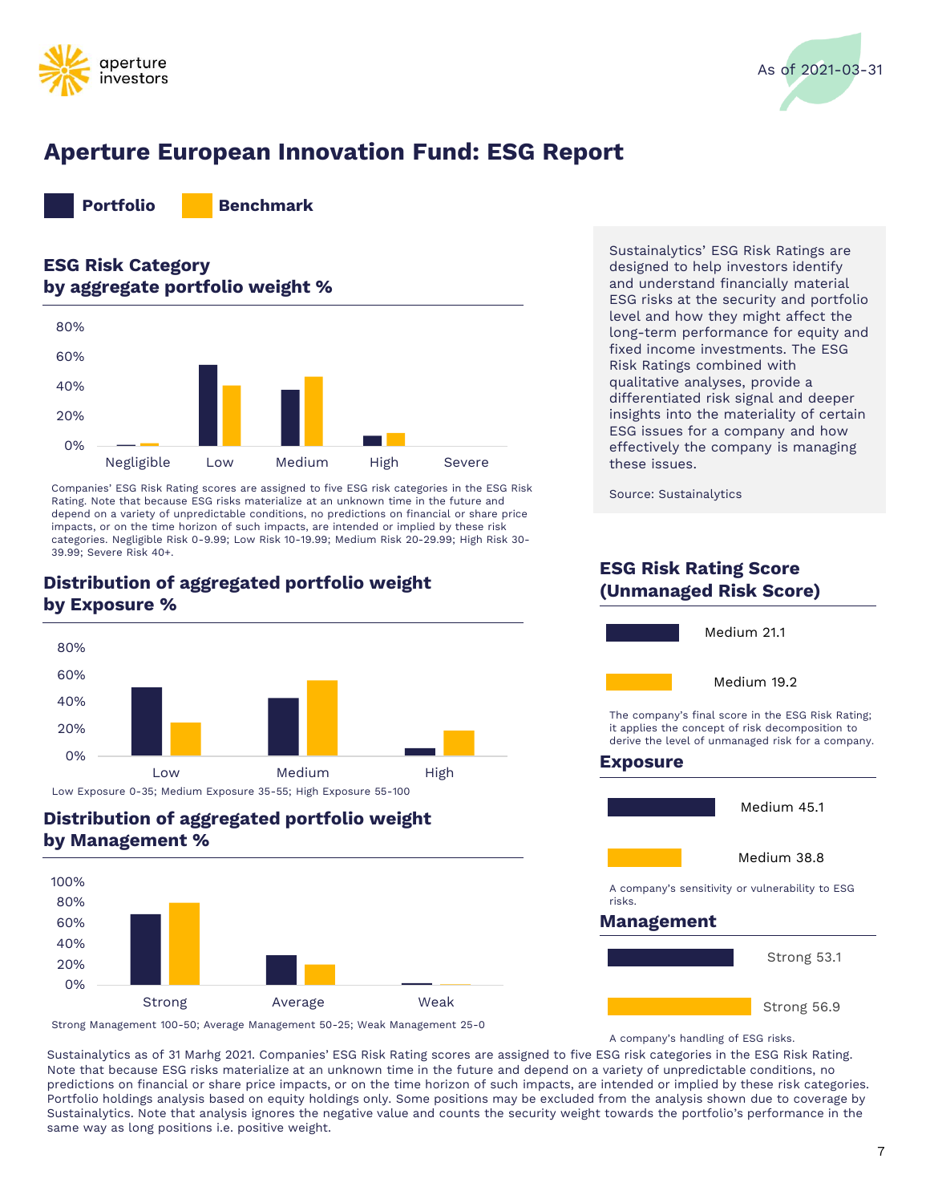aperture investors

As of 2021-03-31

# Aperture European Innovation Fund: ESG Report

**Portfolio** **Benchmark**

## ESG Risk Category by aggregate portfolio weight %

Companies' ESG Risk Rating scores are assigned to five ESG risk categories in the ESG Risk Rating. Note that because ESG risks materialize at an unknown time in the future and depend on a variety of unpredictable conditions, no predictions on financial or share price impacts, or on the time horizon of such impacts, are intended or implied by these risk categories. Negligible Risk 0-9.99; Low Risk 10-19.99; Medium Risk 20-29.99; High Risk 30-39.99; Severe Risk 40+.

## Distribution of aggregated portfolio weight by Exposure %

Low Exposure 0-35; Medium Exposure 35-55; High Exposure 55-100

## Distribution of aggregated portfolio weight by Management %

Strong Management 100-50; Average Management 50-25; Weak Management 25-0

Sustainalytics' ESG Risk Ratings are designed to help investors identify and understand financially material ESG risks at the security and portfolio level and how they might affect the long-term performance for equity and fixed income investments. The ESG Risk Ratings combined with qualitative analyses, provide a differentiated risk signal and deeper insights into the materiality of certain ESG issues for a company and how effectively the company is managing these issues.

Source: Sustainalytics

## ESG Risk Rating Score (Unmanaged Risk Score)

| | |
|---|---|
| Portfolio | Medium 21.1 |
| Benchmark | Medium 19.2 |

The company's final score in the ESG Risk Rating; it applies the concept of risk decomposition to derive the level of unmanaged risk for a company.

## Exposure

| | |
|---|---|
| Portfolio | Medium 45.1 |
| Benchmark | Medium 38.8 |

A company's sensitivity or vulnerability to ESG risks.

## Management

| | |
|---|---|
| Portfolio | Strong 53.1 |
| Benchmark | Strong 56.9 |

A company's handling of ESG risks.

Sustainalytics as of 31 Marhg 2021. Companies' ESG Risk Rating scores are assigned to five ESG risk categories in the ESG Risk Rating. Note that because ESG risks materialize at an unknown time in the future and depend on a variety of unpredictable conditions, no predictions on financial or share price impacts, or on the time horizon of such impacts, are intended or implied by these risk categories. Portfolio holdings analysis based on equity holdings only. Some positions may be excluded from the analysis shown due to coverage by Sustainalytics. Note that analysis ignores the negative value and counts the security weight towards the portfolio's performance in the same way as long positions i.e. positive weight.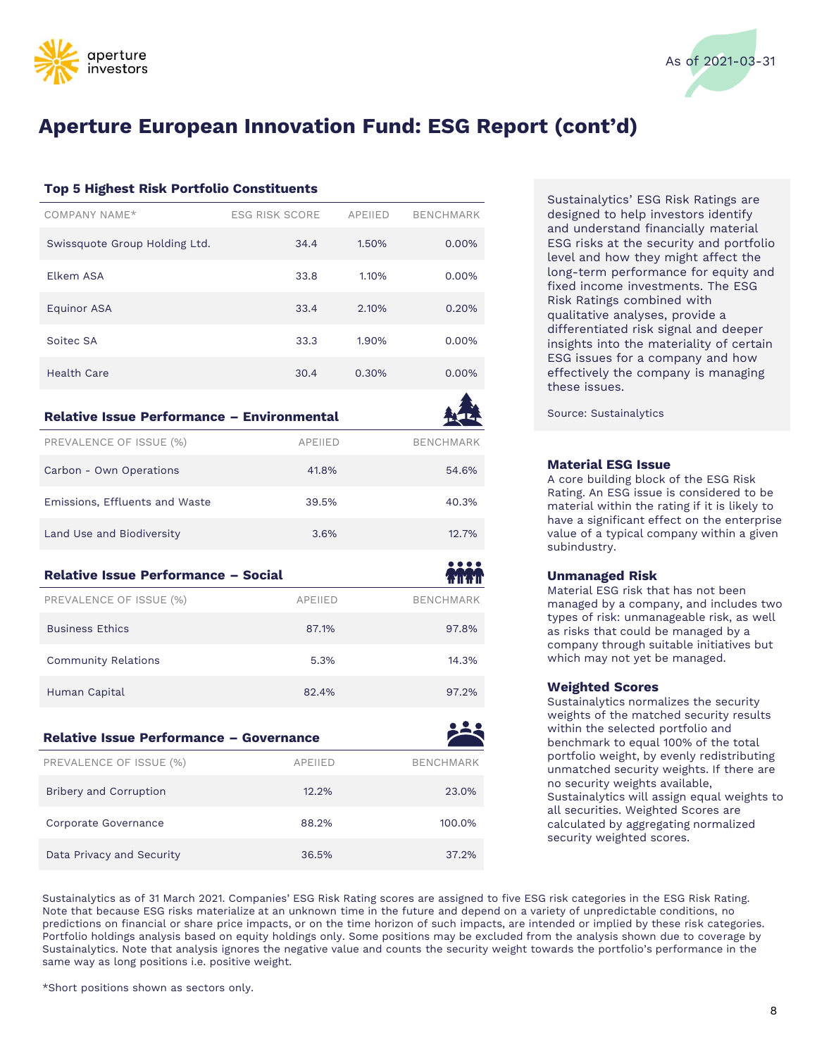# Aperture European Innovation Fund: ESG Report (cont'd)

As of 2021-03-31

### Top 5 Highest Risk Portfolio Constituents

| COMPANY NAME* | ESG RISK SCORE | APEIIED | BENCHMARK |
|---|---|---|---|
| Swissquote Group Holding Ltd. | 34.4 | 1.50% | 0.00% |
| Elkem ASA | 33.8 | 1.10% | 0.00% |
| Equinor ASA | 33.4 | 2.10% | 0.20% |
| Soitec SA | 33.3 | 1.90% | 0.00% |
| Health Care | 30.4 | 0.30% | 0.00% |

### Relative Issue Performance – Environmental

| PREVALENCE OF ISSUE (%) | APEIIED | BENCHMARK |
|---|---|---|
| Carbon - Own Operations | 41.8% | 54.6% |
| Emissions, Effluents and Waste | 39.5% | 40.3% |
| Land Use and Biodiversity | 3.6% | 12.7% |

### Relative Issue Performance – Social

| PREVALENCE OF ISSUE (%) | APEIIED | BENCHMARK |
|---|---|---|
| Business Ethics | 87.1% | 97.8% |
| Community Relations | 5.3% | 14.3% |
| Human Capital | 82.4% | 97.2% |

### Relative Issue Performance – Governance

| PREVALENCE OF ISSUE (%) | APEIIED | BENCHMARK |
|---|---|---|
| Bribery and Corruption | 12.2% | 23.0% |
| Corporate Governance | 88.2% | 100.0% |
| Data Privacy and Security | 36.5% | 37.2% |

Sustainalytics' ESG Risk Ratings are designed to help investors identify and understand financially material ESG risks at the security and portfolio level and how they might affect the long-term performance for equity and fixed income investments. The ESG Risk Ratings combined with qualitative analyses, provide a differentiated risk signal and deeper insights into the materiality of certain ESG issues for a company and how effectively the company is managing these issues.

Source: Sustainalytics

**Material ESG Issue**
A core building block of the ESG Risk Rating. An ESG issue is considered to be material within the rating if it is likely to have a significant effect on the enterprise value of a typical company within a given subindustry.

**Unmanaged Risk**
Material ESG risk that has not been managed by a company, and includes two types of risk: unmanageable risk, as well as risks that could be managed by a company through suitable initiatives but which may not yet be managed.

**Weighted Scores**
Sustainalytics normalizes the security weights of the matched security results within the selected portfolio and benchmark to equal 100% of the total portfolio weight, by evenly redistributing unmatched security weights. If there are no security weights available, Sustainalytics will assign equal weights to all securities. Weighted Scores are calculated by aggregating normalized security weighted scores.

Sustainalytics as of 31 March 2021. Companies' ESG Risk Rating scores are assigned to five ESG risk categories in the ESG Risk Rating. Note that because ESG risks materialize at an unknown time in the future and depend on a variety of unpredictable conditions, no predictions on financial or share price impacts, or on the time horizon of such impacts, are intended or implied by these risk categories. Portfolio holdings analysis based on equity holdings only. Some positions may be excluded from the analysis shown due to coverage by Sustainalytics. Note that analysis ignores the negative value and counts the security weight towards the portfolio's performance in the same way as long positions i.e. positive weight.

*Short positions shown as sectors only.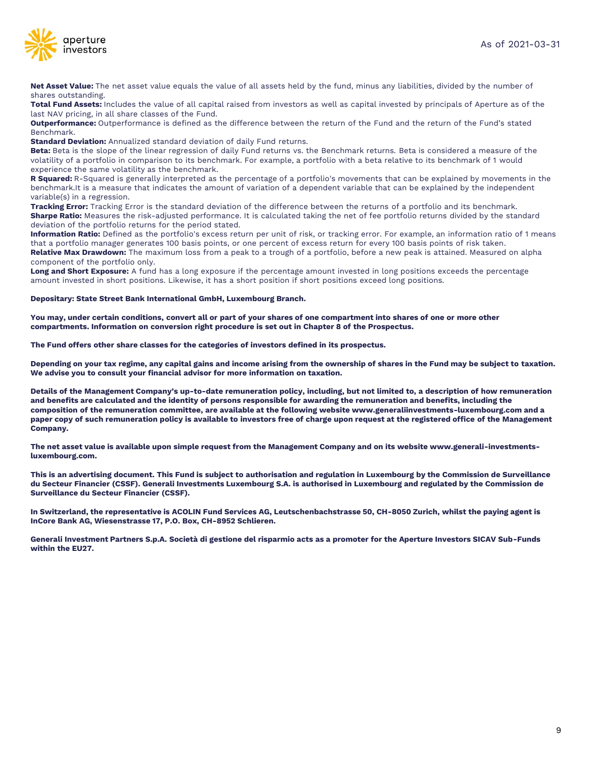**Net Asset Value:** The net asset value equals the value of all assets held by the fund, minus any liabilities, divided by the number of shares outstanding.
**Total Fund Assets:** Includes the value of all capital raised from investors as well as capital invested by principals of Aperture as of the last NAV pricing, in all share classes of the Fund.
**Outperformance:** Outperformance is defined as the difference between the return of the Fund and the return of the Fund's stated Benchmark.
**Standard Deviation:** Annualized standard deviation of daily Fund returns.
**Beta:** Beta is the slope of the linear regression of daily Fund returns vs. the Benchmark returns. Beta is considered a measure of the volatility of a portfolio in comparison to its benchmark. For example, a portfolio with a beta relative to its benchmark of 1 would experience the same volatility as the benchmark.
**R Squared:** R-Squared is generally interpreted as the percentage of a portfolio's movements that can be explained by movements in the benchmark.It is a measure that indicates the amount of variation of a dependent variable that can be explained by the independent variable(s) in a regression.
**Tracking Error:** Tracking Error is the standard deviation of the difference between the returns of a portfolio and its benchmark.
**Sharpe Ratio:** Measures the risk-adjusted performance. It is calculated taking the net of fee portfolio returns divided by the standard deviation of the portfolio returns for the period stated.
**Information Ratio:** Defined as the portfolio's excess return per unit of risk, or tracking error. For example, an information ratio of 1 means that a portfolio manager generates 100 basis points, or one percent of excess return for every 100 basis points of risk taken.
**Relative Max Drawdown:** The maximum loss from a peak to a trough of a portfolio, before a new peak is attained. Measured on alpha component of the portfolio only.
**Long and Short Exposure:** A fund has a long exposure if the percentage amount invested in long positions exceeds the percentage amount invested in short positions. Likewise, it has a short position if short positions exceed long positions.

**Depositary: State Street Bank International GmbH, Luxembourg Branch.**

**You may, under certain conditions, convert all or part of your shares of one compartment into shares of one or more other compartments. Information on conversion right procedure is set out in Chapter 8 of the Prospectus.**

**The Fund offers other share classes for the categories of investors defined in its prospectus.**

**Depending on your tax regime, any capital gains and income arising from the ownership of shares in the Fund may be subject to taxation. We advise you to consult your financial advisor for more information on taxation.**

**Details of the Management Company's up-to-date remuneration policy, including, but not limited to, a description of how remuneration and benefits are calculated and the identity of persons responsible for awarding the remuneration and benefits, including the composition of the remuneration committee, are available at the following website www.generaliinvestments-luxembourg.com and a paper copy of such remuneration policy is available to investors free of charge upon request at the registered office of the Management Company.**

**The net asset value is available upon simple request from the Management Company and on its website www.generali-investments-luxembourg.com.**

**This is an advertising document. This Fund is subject to authorisation and regulation in Luxembourg by the Commission de Surveillance du Secteur Financier (CSSF). Generali Investments Luxembourg S.A. is authorised in Luxembourg and regulated by the Commission de Surveillance du Secteur Financier (CSSF).**

**In Switzerland, the representative is ACOLIN Fund Services AG, Leutschenbachstrasse 50, CH-8050 Zurich, whilst the paying agent is InCore Bank AG, Wiesenstrasse 17, P.O. Box, CH-8952 Schlieren.**

**Generali Investment Partners S.p.A. Società di gestione del risparmio acts as a promoter for the Aperture Investors SICAV Sub-Funds within the EU27.**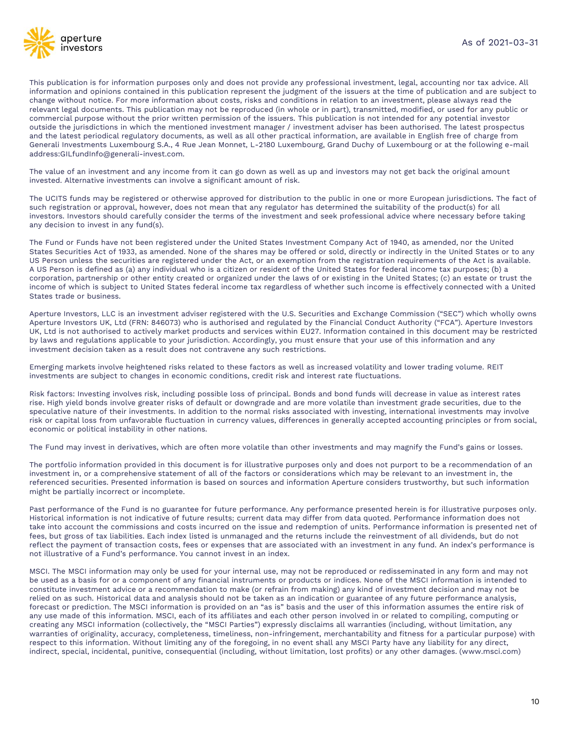This publication is for information purposes only and does not provide any professional investment, legal, accounting nor tax advice. All information and opinions contained in this publication represent the judgment of the issuers at the time of publication and are subject to change without notice. For more information about costs, risks and conditions in relation to an investment, please always read the relevant legal documents. This publication may not be reproduced (in whole or in part), transmitted, modified, or used for any public or commercial purpose without the prior written permission of the issuers. This publication is not intended for any potential investor outside the jurisdictions in which the mentioned investment manager / investment adviser has been authorised. The latest prospectus and the latest periodical regulatory documents, as well as all other practical information, are available in English free of charge from Generali Investments Luxembourg S.A., 4 Rue Jean Monnet, L-2180 Luxembourg, Grand Duchy of Luxembourg or at the following e-mail address:GILfundInfo@generali-invest.com.

The value of an investment and any income from it can go down as well as up and investors may not get back the original amount invested. Alternative investments can involve a significant amount of risk.

The UCITS funds may be registered or otherwise approved for distribution to the public in one or more European jurisdictions. The fact of such registration or approval, however, does not mean that any regulator has determined the suitability of the product(s) for all investors. Investors should carefully consider the terms of the investment and seek professional advice where necessary before taking any decision to invest in any fund(s).

The Fund or Funds have not been registered under the United States Investment Company Act of 1940, as amended, nor the United States Securities Act of 1933, as amended. None of the shares may be offered or sold, directly or indirectly in the United States or to any US Person unless the securities are registered under the Act, or an exemption from the registration requirements of the Act is available. A US Person is defined as (a) any individual who is a citizen or resident of the United States for federal income tax purposes; (b) a corporation, partnership or other entity created or organized under the laws of or existing in the United States; (c) an estate or trust the income of which is subject to United States federal income tax regardless of whether such income is effectively connected with a United States trade or business.

Aperture Investors, LLC is an investment adviser registered with the U.S. Securities and Exchange Commission ("SEC") which wholly owns Aperture Investors UK, Ltd (FRN: 846073) who is authorised and regulated by the Financial Conduct Authority ("FCA"). Aperture Investors UK, Ltd is not authorised to actively market products and services within EU27. Information contained in this document may be restricted by laws and regulations applicable to your jurisdiction. Accordingly, you must ensure that your use of this information and any investment decision taken as a result does not contravene any such restrictions.

Emerging markets involve heightened risks related to these factors as well as increased volatility and lower trading volume. REIT investments are subject to changes in economic conditions, credit risk and interest rate fluctuations.

Risk factors: Investing involves risk, including possible loss of principal. Bonds and bond funds will decrease in value as interest rates rise. High yield bonds involve greater risks of default or downgrade and are more volatile than investment grade securities, due to the speculative nature of their investments. In addition to the normal risks associated with investing, international investments may involve risk or capital loss from unfavorable fluctuation in currency values, differences in generally accepted accounting principles or from social, economic or political instability in other nations.

The Fund may invest in derivatives, which are often more volatile than other investments and may magnify the Fund's gains or losses.

The portfolio information provided in this document is for illustrative purposes only and does not purport to be a recommendation of an investment in, or a comprehensive statement of all of the factors or considerations which may be relevant to an investment in, the referenced securities. Presented information is based on sources and information Aperture considers trustworthy, but such information might be partially incorrect or incomplete.

Past performance of the Fund is no guarantee for future performance. Any performance presented herein is for illustrative purposes only. Historical information is not indicative of future results; current data may differ from data quoted. Performance information does not take into account the commissions and costs incurred on the issue and redemption of units. Performance information is presented net of fees, but gross of tax liabilities. Each index listed is unmanaged and the returns include the reinvestment of all dividends, but do not reflect the payment of transaction costs, fees or expenses that are associated with an investment in any fund. An index's performance is not illustrative of a Fund's performance. You cannot invest in an index.

MSCI. The MSCI information may only be used for your internal use, may not be reproduced or redisseminated in any form and may not be used as a basis for or a component of any financial instruments or products or indices. None of the MSCI information is intended to constitute investment advice or a recommendation to make (or refrain from making) any kind of investment decision and may not be relied on as such. Historical data and analysis should not be taken as an indication or guarantee of any future performance analysis, forecast or prediction. The MSCI information is provided on an "as is" basis and the user of this information assumes the entire risk of any use made of this information. MSCI, each of its affiliates and each other person involved in or related to compiling, computing or creating any MSCI information (collectively, the "MSCI Parties") expressly disclaims all warranties (including, without limitation, any warranties of originality, accuracy, completeness, timeliness, non-infringement, merchantability and fitness for a particular purpose) with respect to this information. Without limiting any of the foregoing, in no event shall any MSCI Party have any liability for any direct, indirect, special, incidental, punitive, consequential (including, without limitation, lost profits) or any other damages. (www.msci.com)